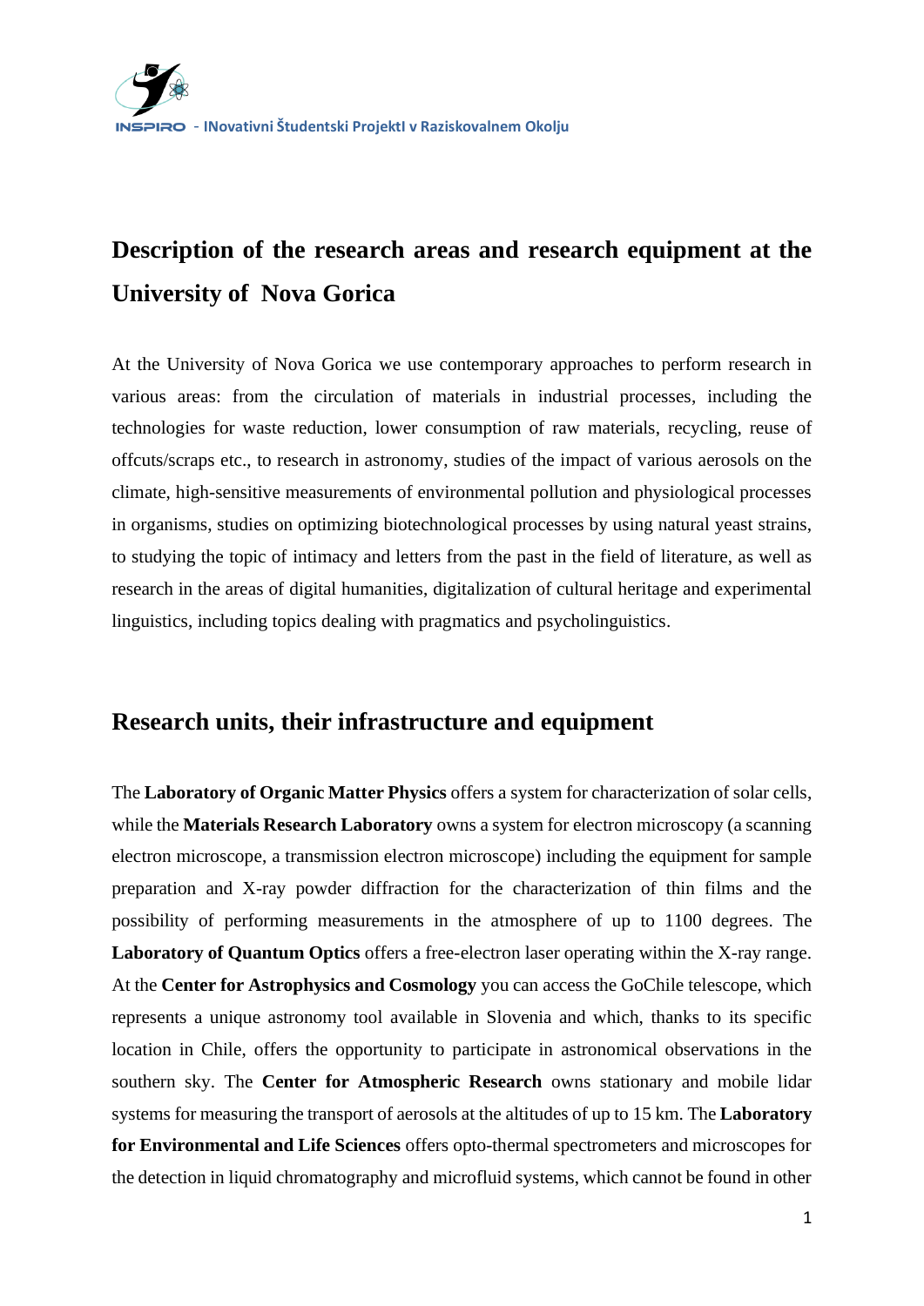# Description of the research areas and research equipment at the University of Nova Gorica

At the University of Nova Gorica we use contemporary approaches to perform research in various areas: from the circulation of materials in industrial processes, including the technologies for waste reduction, lower consumption of raw materials, recycling, reuse of offcuts/scraps etc., to research in astronomy, studies of the impact of various aerosols on the climate, high-sensitive measurements of environmental pollution and physiological processes in organisms, studies on optimizing biotechnological processes by using natural yeast strains, to studying the topic of intimacy and letters from the past in the field of literature, as well as research in the areas of digital humanities, digitalization of cultural heritage and experimental linguistics, including topics dealing with pragmatics and psycholinguistics.

## Research units, their infrastructure and equipment

The **Laboratory of Organic Matter Physics** offers a system for characterization of solar cells, while the **Materials Research Laboratory** owns a system for electron microscopy (a scanning electron microscope, a transmission electron microscope) including the equipment for sample preparation and X-ray powder diffraction for the characterization of thin films and the possibility of performing measurements in the atmosphere of up to 1100 degrees. The **Laboratory of Quantum Optics** offers a free-electron laser operating within the X-ray range. At the **Center for Astrophysics and Cosmology** you can access the GoChile telescope, which represents a unique astronomy tool available in Slovenia and which, thanks to its specific location in Chile, offers the opportunity to participate in astronomical observations in the southern sky. The **Center for Atmospheric Research** owns stationary and mobile lidar systems for measuring the transport of aerosols at the altitudes of up to 15 km. The **Laboratory for Environmental and Life Sciences** offers opto-thermal spectrometers and microscopes for the detection in liquid chromatography and microfluid systems, which cannot be found in other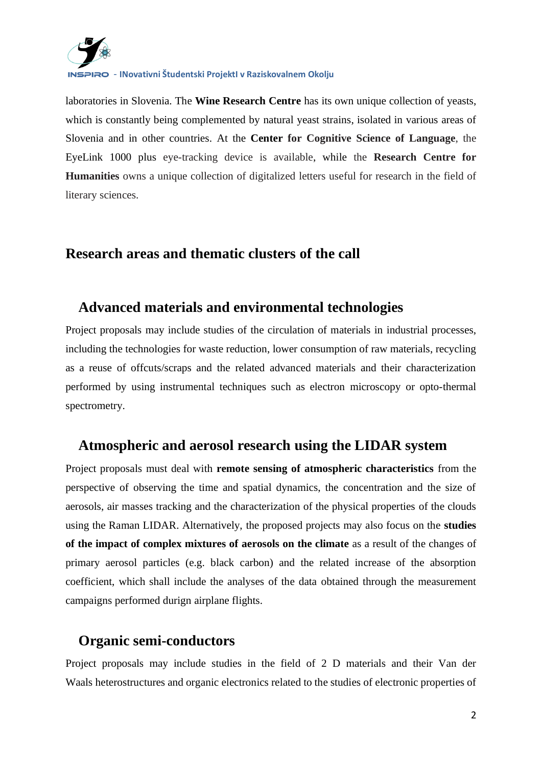laboratories in Slovenia. The **Wine Research Centre** has its own unique collection of yeasts, which is constantly being complemented by natural yeast strains, isolated in various areas of Slovenia and in other countries. At the **Center for Cognitive Science of Language**, the EyeLink 1000 plus eye-tracking device is available, while the **Research Centre for Humanities** owns a unique collection of digitalized letters useful for research in the field of literary sciences.

## Research areas and thematic clusters of the call

### Advanced materials and environmental technologies

Project proposals may include studies of the circulation of materials in industrial processes, including the technologies for waste reduction, lower consumption of raw materials, recycling as a reuse of offcuts/scraps and the related advanced materials and their characterization performed by using instrumental techniques such as electron microscopy or opto-thermal spectrometry.

### Atmospheric and aerosol research using the LIDAR system

Project proposals must deal with **remote sensing of atmospheric characteristics** from the perspective of observing the time and spatial dynamics, the concentration and the size of aerosols, air masses tracking and the characterization of the physical properties of the clouds using the Raman LIDAR. Alternatively, the proposed projects may also focus on the **studies of the impact of complex mixtures of aerosols on the climate** as a result of the changes of primary aerosol particles (e.g. black carbon) and the related increase of the absorption coefficient, which shall include the analyses of the data obtained through the measurement campaigns performed durign airplane flights.

### Organic semi-conductors

Project proposals may include studies in the field of 2 D materials and their Van der Waals heterostructures and organic electronics related to the studies of electronic properties of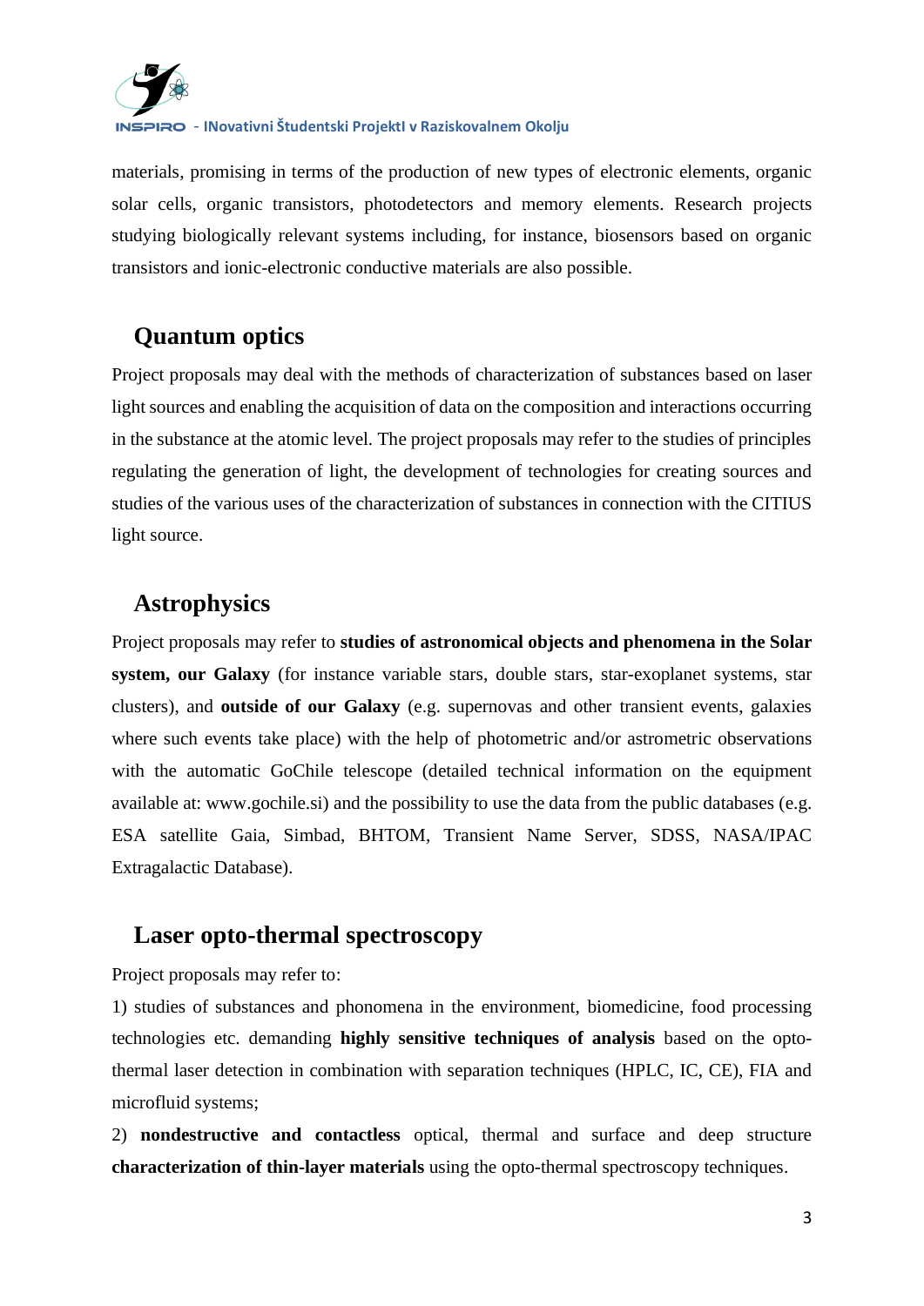materials, promising in terms of the production of new types of electronic elements, organic solar cells, organic transistors, photodetectors and memory elements. Research projects studying biologically relevant systems including, for instance, biosensors based on organic transistors and ionic-electronic conductive materials are also possible.

## Quantum optics

Project proposals may deal with the methods of characterization of substances based on laser light sources and enabling the acquisition of data on the composition and interactions occurring in the substance at the atomic level. The project proposals may refer to the studies of principles regulating the generation of light, the development of technologies for creating sources and studies of the various uses of the characterization of substances in connection with the CITIUS light source.

## Astrophysics

Project proposals may refer to **studies of astronomical objects and phenomena in the Solar system, our Galaxy** (for instance variable stars, double stars, star-exoplanet systems, star clusters), and **outside of our Galaxy** (e.g. supernovas and other transient events, galaxies where such events take place) with the help of photometric and/or astrometric observations with the automatic GoChile telescope (detailed technical information on the equipment available at: www.gochile.si) and the possibility to use the data from the public databases (e.g. ESA satellite Gaia, Simbad, BHTOM, Transient Name Server, SDSS, NASA/IPAC Extragalactic Database).

## Laser opto-thermal spectroscopy

Project proposals may refer to:

1) studies of substances and phonomena in the environment, biomedicine, food processing technologies etc. demanding **highly sensitive techniques of analysis** based on the opto-thermal laser detection in combination with separation techniques (HPLC, IC, CE), FIA and microfluid systems;

2) **nondestructive and contactless** optical, thermal and surface and deep structure **characterization of thin-layer materials** using the opto-thermal spectroscopy techniques.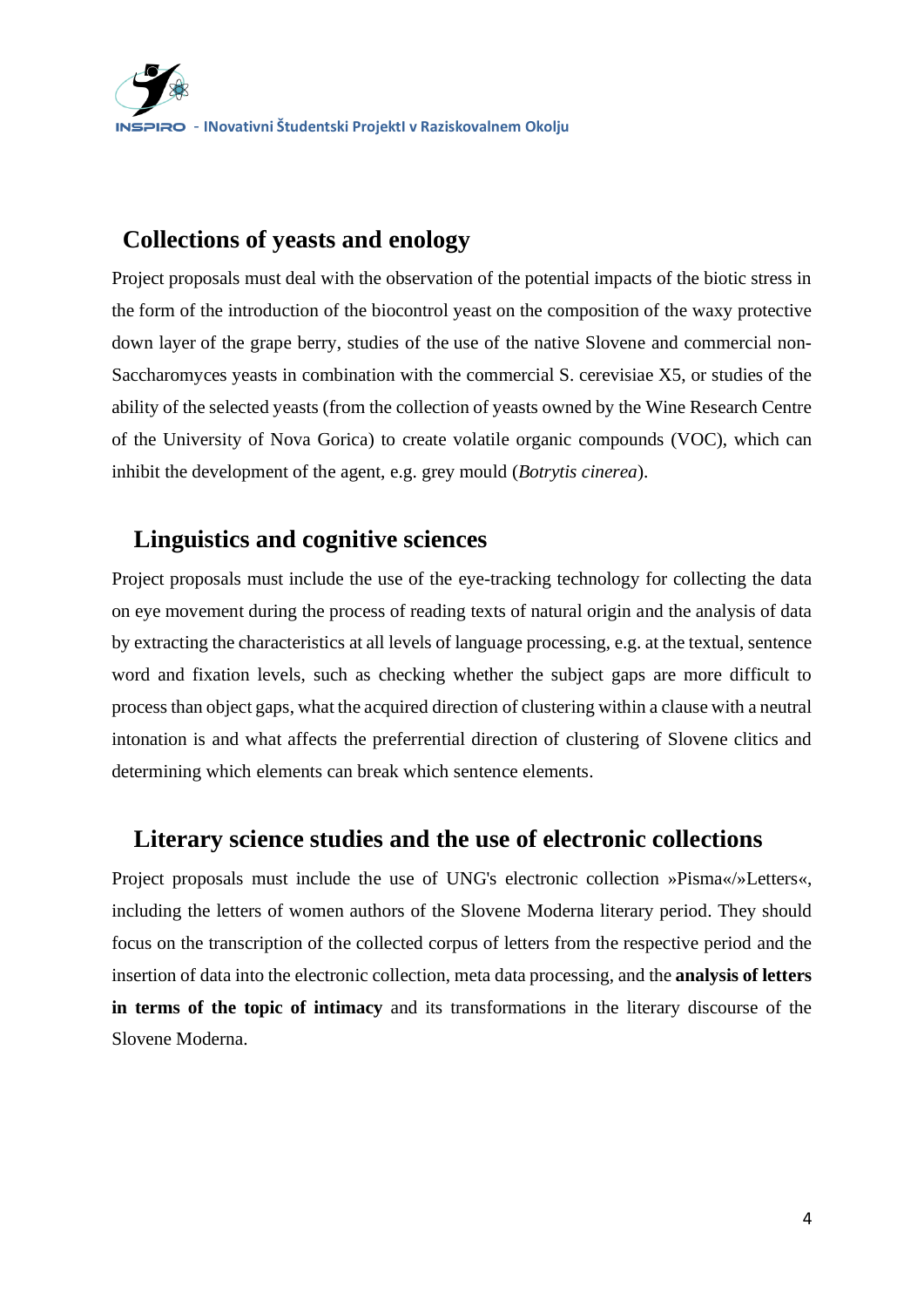## Collections of yeasts and enology

Project proposals must deal with the observation of the potential impacts of the biotic stress in the form of the introduction of the biocontrol yeast on the composition of the waxy protective down layer of the grape berry, studies of the use of the native Slovene and commercial non-Saccharomyces yeasts in combination with the commercial S. cerevisiae X5, or studies of the ability of the selected yeasts (from the collection of yeasts owned by the Wine Research Centre of the University of Nova Gorica) to create volatile organic compounds (VOC), which can inhibit the development of the agent, e.g. grey mould (*Botrytis cinerea*).

## Linguistics and cognitive sciences

Project proposals must include the use of the eye-tracking technology for collecting the data on eye movement during the process of reading texts of natural origin and the analysis of data by extracting the characteristics at all levels of language processing, e.g. at the textual, sentence word and fixation levels, such as checking whether the subject gaps are more difficult to process than object gaps, what the acquired direction of clustering within a clause with a neutral intonation is and what affects the preferrential direction of clustering of Slovene clitics and determining which elements can break which sentence elements.

## Literary science studies and the use of electronic collections

Project proposals must include the use of UNG's electronic collection »Pisma«/»Letters«, including the letters of women authors of the Slovene Moderna literary period. They should focus on the transcription of the collected corpus of letters from the respective period and the insertion of data into the electronic collection, meta data processing, and the **analysis of letters in terms of the topic of intimacy** and its transformations in the literary discourse of the Slovene Moderna.